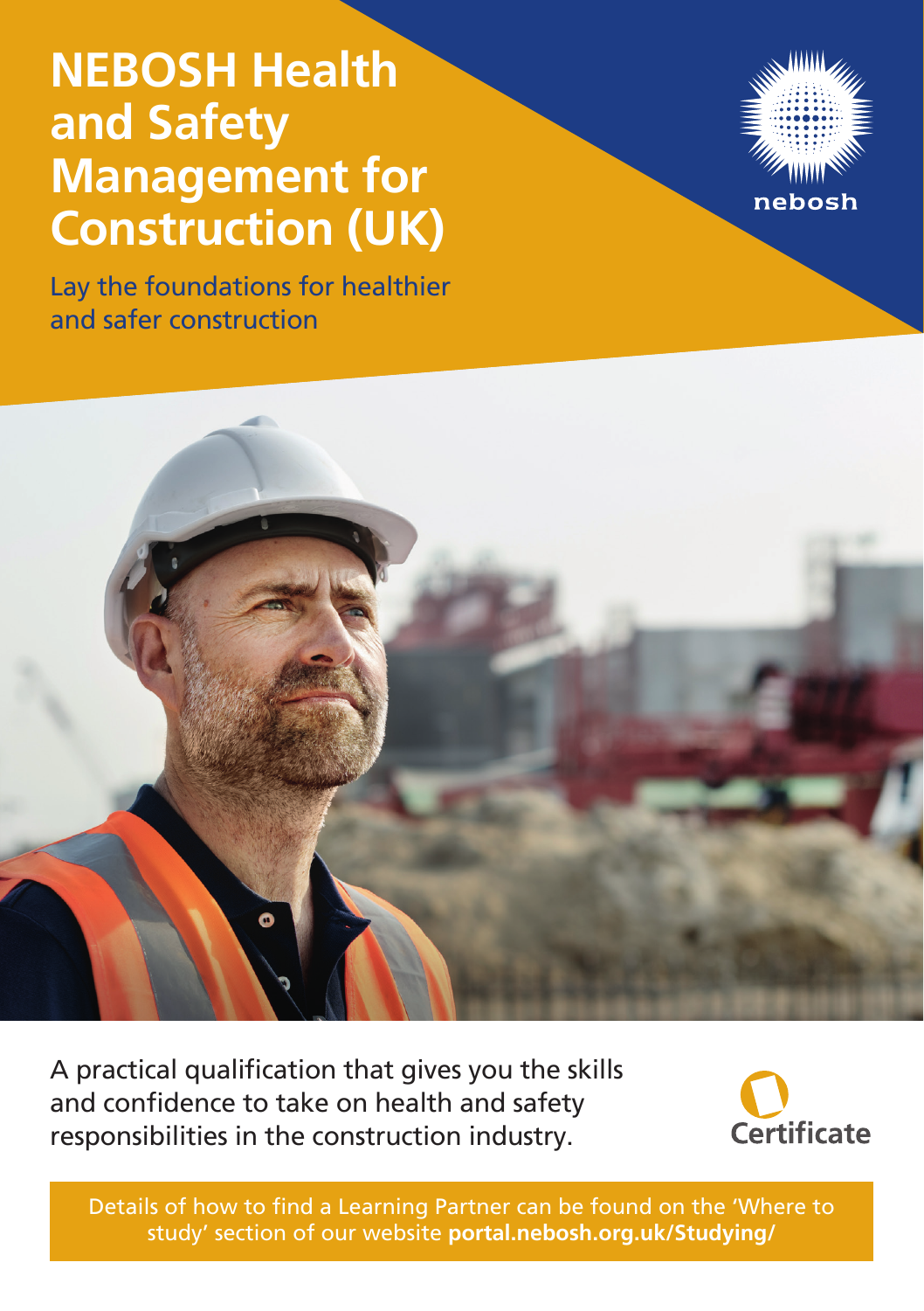# NEBOSH Health and Safety Management for Construction (UK)

Lay the foundations for healthier and safer construction

nebosh

A practical qualification that gives you the skills and confidence to take on health and safety responsibilities in the construction industry.

Certificate

Details of how to find a Learning Partner can be found on the 'Where to study' section of our website **portal.nebosh.org.uk/Studying/**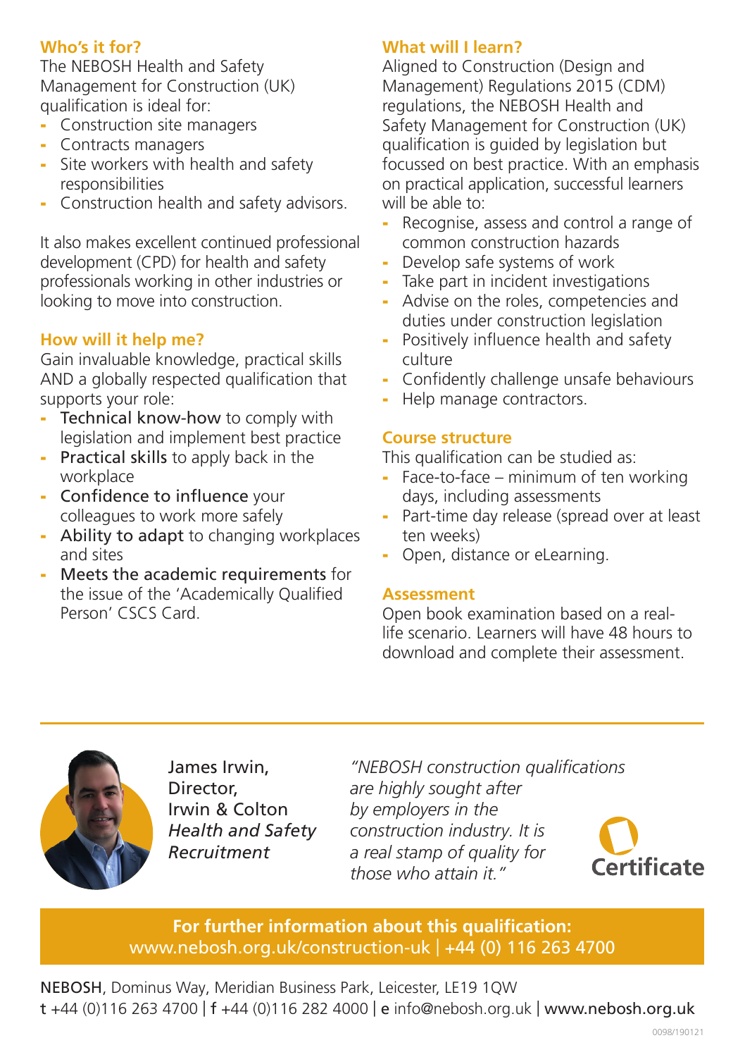## Who's it for?

The NEBOSH Health and Safety Management for Construction (UK) qualification is ideal for:

- Construction site managers
- Contracts managers
- Site workers with health and safety responsibilities
- Construction health and safety advisors.

It also makes excellent continued professional development (CPD) for health and safety professionals working in other industries or looking to move into construction.

## How will it help me?

Gain invaluable knowledge, practical skills AND a globally respected qualification that supports your role:

- Technical know-how to comply with legislation and implement best practice
- Practical skills to apply back in the workplace
- Confidence to influence your colleagues to work more safely
- Ability to adapt to changing workplaces and sites
- Meets the academic requirements for the issue of the 'Academically Qualified Person' CSCS Card.

## What will I learn?

Aligned to Construction (Design and Management) Regulations 2015 (CDM) regulations, the NEBOSH Health and Safety Management for Construction (UK) qualification is guided by legislation but focussed on best practice. With an emphasis on practical application, successful learners will be able to:

- Recognise, assess and control a range of common construction hazards
- Develop safe systems of work
- Take part in incident investigations
- Advise on the roles, competencies and duties under construction legislation
- Positively influence health and safety culture
- Confidently challenge unsafe behaviours
- Help manage contractors.

## Course structure

This qualification can be studied as:

- Face-to-face – minimum of ten working days, including assessments
- Part-time day release (spread over at least ten weeks)
- Open, distance or eLearning.

## Assessment

Open book examination based on a real-life scenario. Learners will have 48 hours to download and complete their assessment.

---

James Irwin,
Director,
Irwin & Colton
*Health and Safety Recruitment*

*"NEBOSH construction qualifications are highly sought after by employers in the construction industry. It is a real stamp of quality for those who attain it."*

Certificate

**For further information about this qualification:**
www.nebosh.org.uk/construction-uk | +44 (0) 116 263 4700

NEBOSH, Dominus Way, Meridian Business Park, Leicester, LE19 1QW
t +44 (0)116 263 4700 | f +44 (0)116 282 4000 | e info@nebosh.org.uk | www.nebosh.org.uk

0098/190121